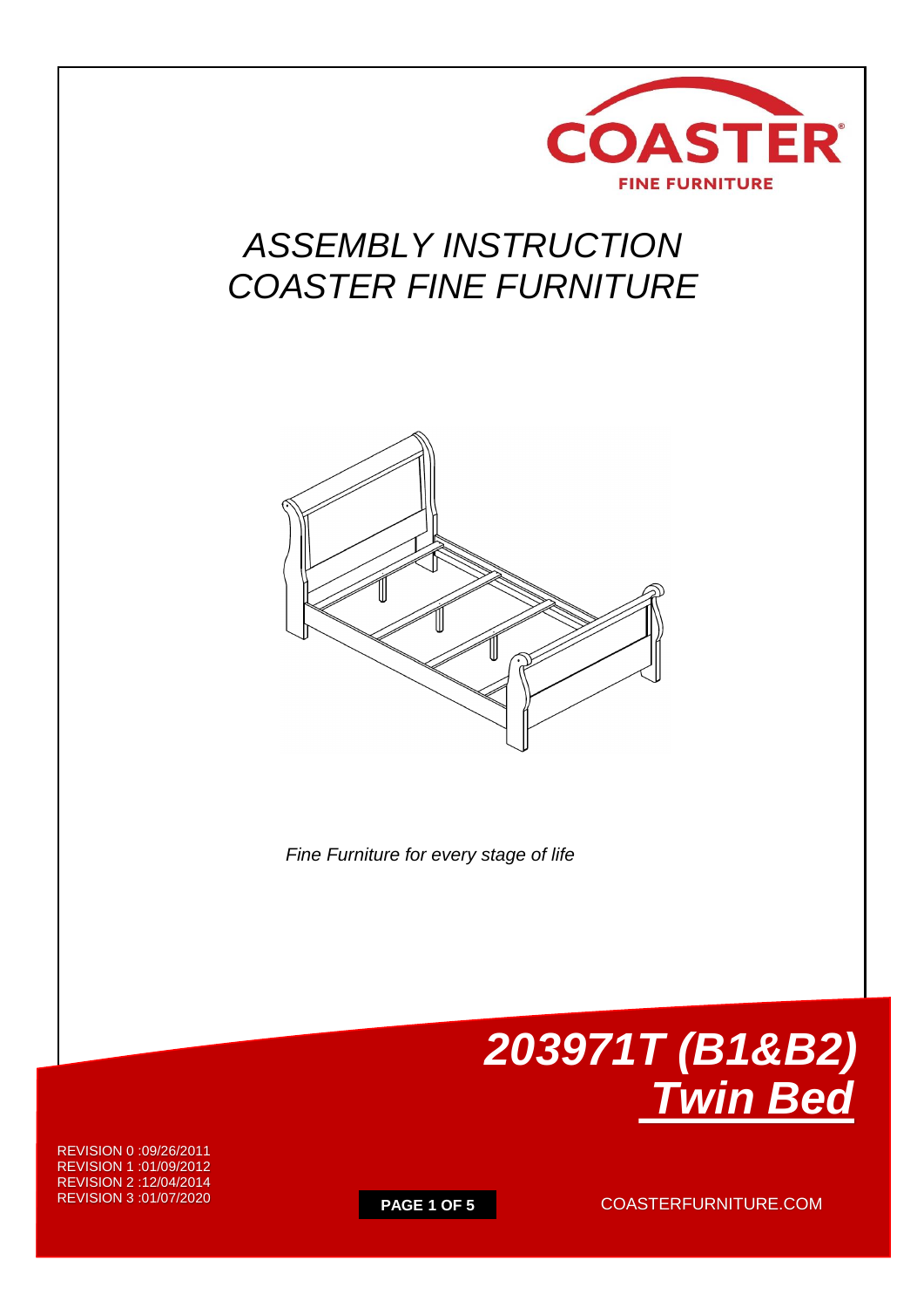COASTER

FINE FURNITURE

# ASSEMBLY INSTRUCTION
# COASTER FINE FURNITURE

*Fine Furniture for every stage of life*

## *203971T (B1&B2)*
## ***Twin Bed***

REVISION 0 :09/26/2011
REVISION 1 :01/09/2012
REVISION 2 :12/04/2014
REVISION 3 :01/07/2020

COASTERFURNITURE.COM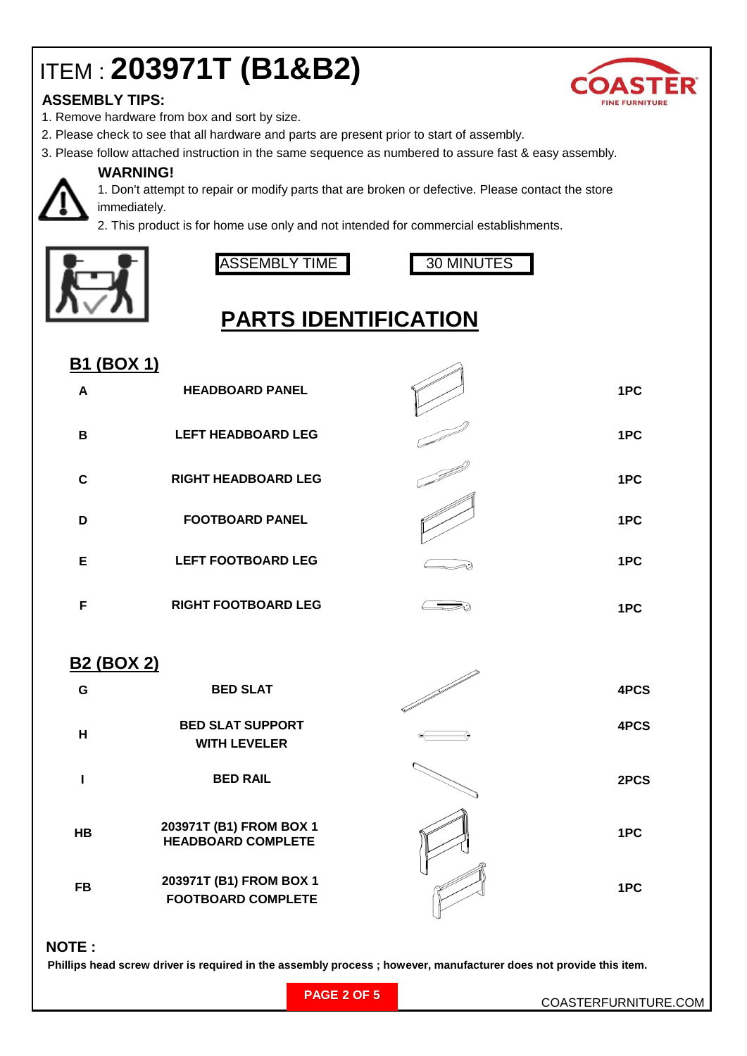# ITEM : **203971T (B1&B2)**

COASTER FINE FURNITURE

### ASSEMBLY TIPS:

1. Remove hardware from box and sort by size.
2. Please check to see that all hardware and parts are present prior to start of assembly.
3. Please follow attached instruction in the same sequence as numbered to assure fast & easy assembly.

**WARNING!**

1. Don't attempt to repair or modify parts that are broken or defective. Please contact the store immediately.
2. This product is for home use only and not intended for commercial establishments.

| ASSEMBLY TIME | 30 MINUTES |
|---|---|

## PARTS IDENTIFICATION

### B1 (BOX 1)

| | | |
|---|---|---|
| A | HEADBOARD PANEL | 1PC |
| B | LEFT HEADBOARD LEG | 1PC |
| C | RIGHT HEADBOARD LEG | 1PC |
| D | FOOTBOARD PANEL | 1PC |
| E | LEFT FOOTBOARD LEG | 1PC |
| F | RIGHT FOOTBOARD LEG | 1PC |

### B2 (BOX 2)

| | | |
|---|---|---|
| G | BED SLAT | 4PCS |
| H | BED SLAT SUPPORT WITH LEVELER | 4PCS |
| I | BED RAIL | 2PCS |
| HB | 203971T (B1) FROM BOX 1 HEADBOARD COMPLETE | 1PC |
| FB | 203971T (B1) FROM BOX 1 FOOTBOARD COMPLETE | 1PC |

**NOTE :**

**Phillips head screw driver is required in the assembly process ; however, manufacturer does not provide this item.**

COASTERFURNITURE.COM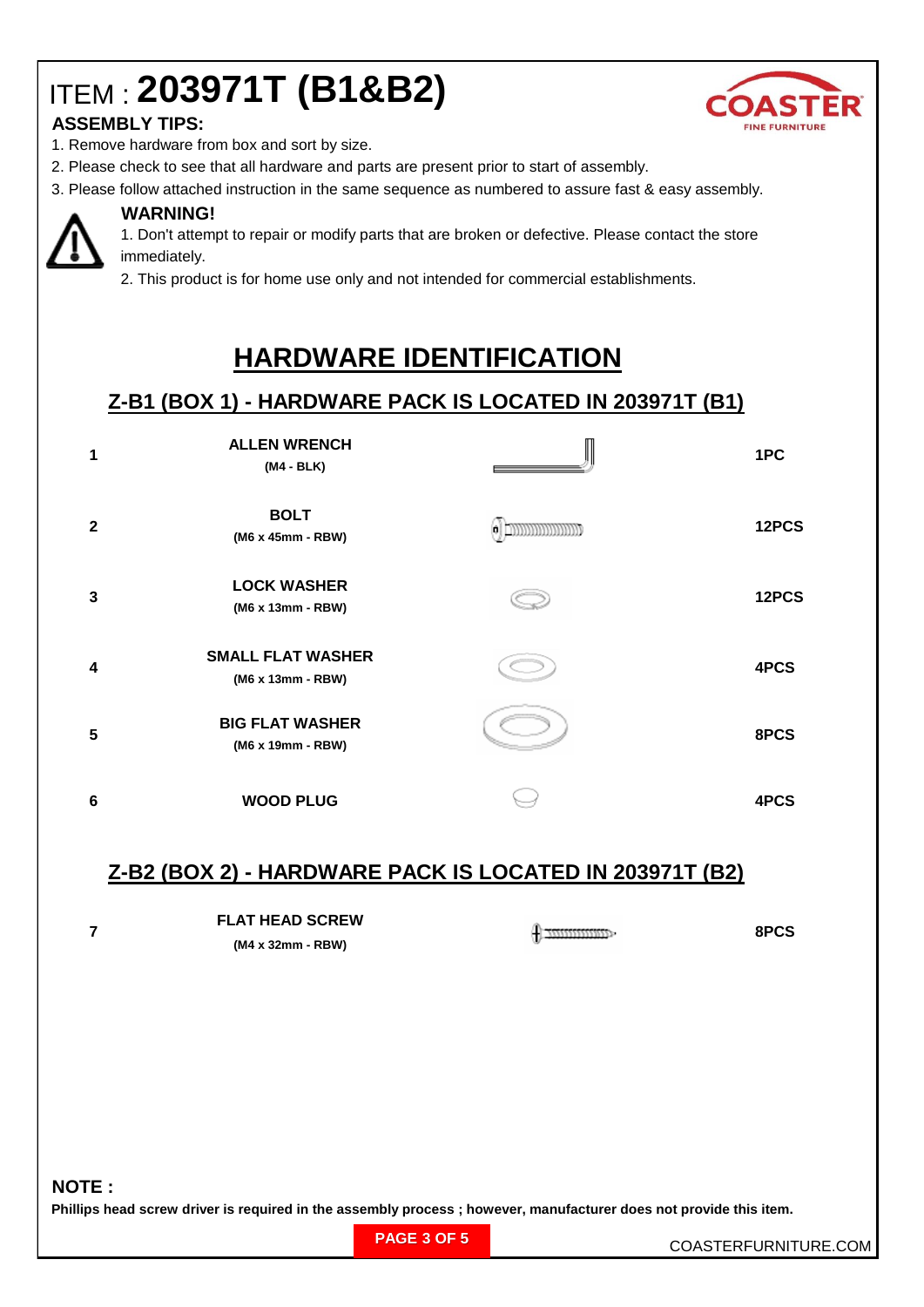# ITEM : 203971T (B1&B2)

### ASSEMBLY TIPS:

1. Remove hardware from box and sort by size.
2. Please check to see that all hardware and parts are present prior to start of assembly.
3. Please follow attached instruction in the same sequence as numbered to assure fast & easy assembly.

### WARNING!

1. Don't attempt to repair or modify parts that are broken or defective. Please contact the store immediately.
2. This product is for home use only and not intended for commercial establishments.

## HARDWARE IDENTIFICATION

### Z-B1 (BOX 1) - HARDWARE PACK IS LOCATED IN 203971T (B1)

| No. | Description | Qty |
|---|---|---|
| 1 | **ALLEN WRENCH** (M4 - BLK) | 1PC |
| 2 | **BOLT** (M6 x 45mm - RBW) | 12PCS |
| 3 | **LOCK WASHER** (M6 x 13mm - RBW) | 12PCS |
| 4 | **SMALL FLAT WASHER** (M6 x 13mm - RBW) | 4PCS |
| 5 | **BIG FLAT WASHER** (M6 x 19mm - RBW) | 8PCS |
| 6 | **WOOD PLUG** | 4PCS |

### Z-B2 (BOX 2) - HARDWARE PACK IS LOCATED IN 203971T (B2)

| No. | Description | Qty |
|---|---|---|
| 7 | **FLAT HEAD SCREW** (M4 x 32mm - RBW) | 8PCS |

**NOTE :**

**Phillips head screw driver is required in the assembly process ; however, manufacturer does not provide this item.**

COASTERFURNITURE.COM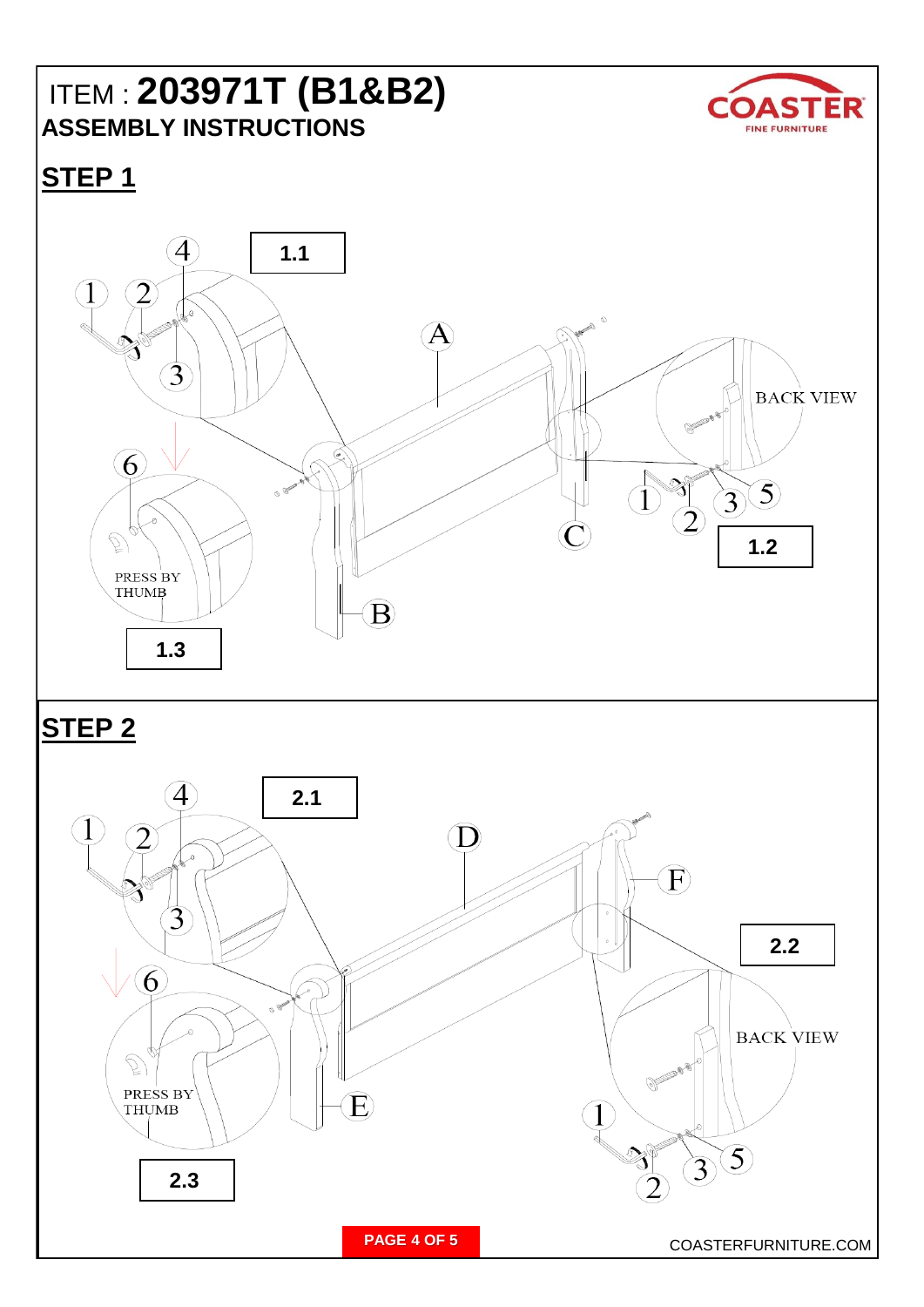# ITEM : **203971T (B1&B2)**

## ASSEMBLY INSTRUCTIONS

COASTER FINE FURNITURE

## STEP 1

1.1

1 2 3 4

A

B

C

BACK VIEW

1 2 3 5

1.2

6

PRESS BY THUMB

1.3

## STEP 2

2.1

1 2 3 4

D

E

F

2.2

BACK VIEW

1 2 3 5

6

PRESS BY THUMB

2.3

COASTERFURNITURE.COM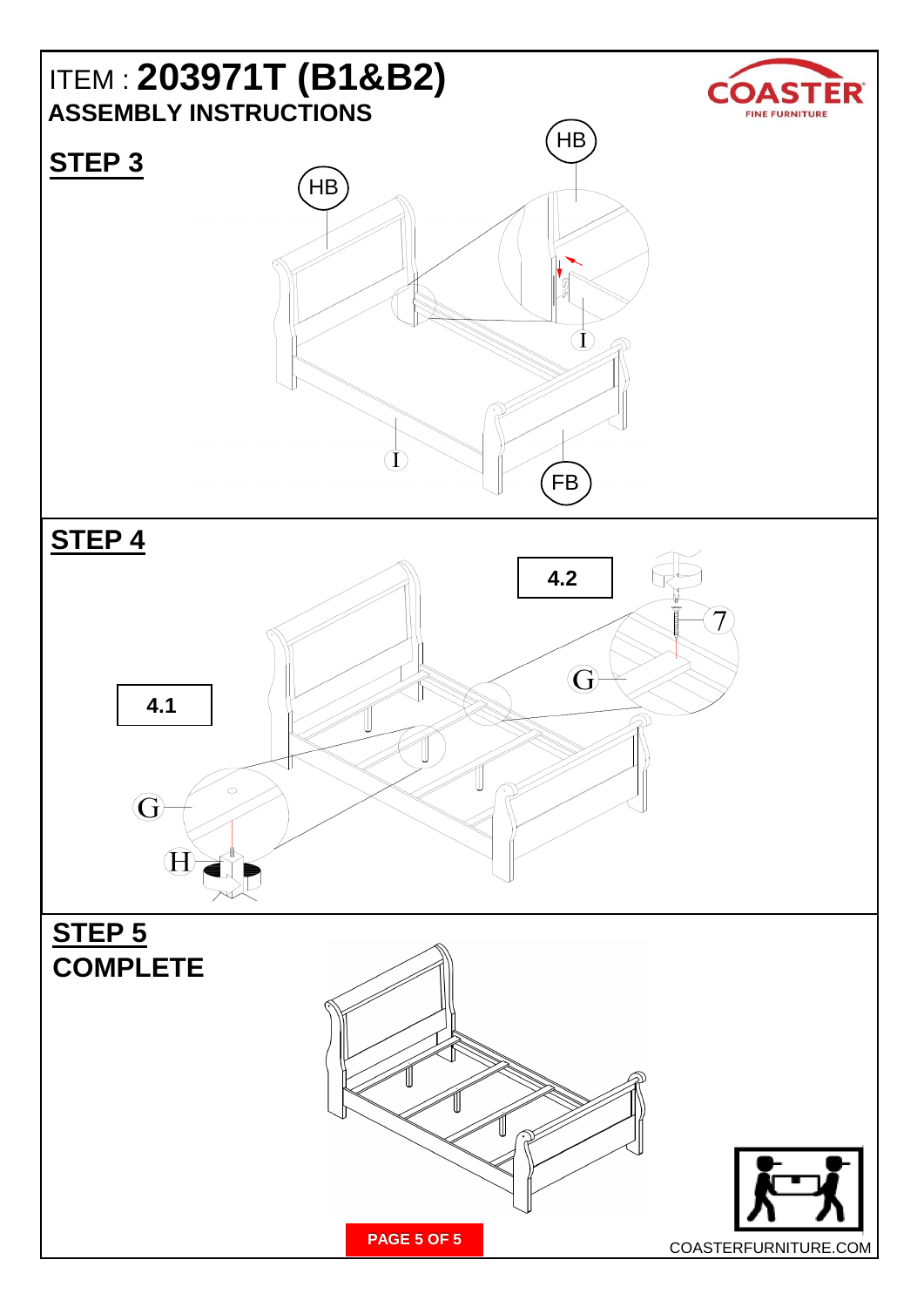# ITEM : 203971T (B1&B2)

## ASSEMBLY INSTRUCTIONS

## STEP 3

HB

HB

I

I

FB

## STEP 4

4.1

4.2

G

G

H

7

## STEP 5

## COMPLETE

COASTERFURNITURE.COM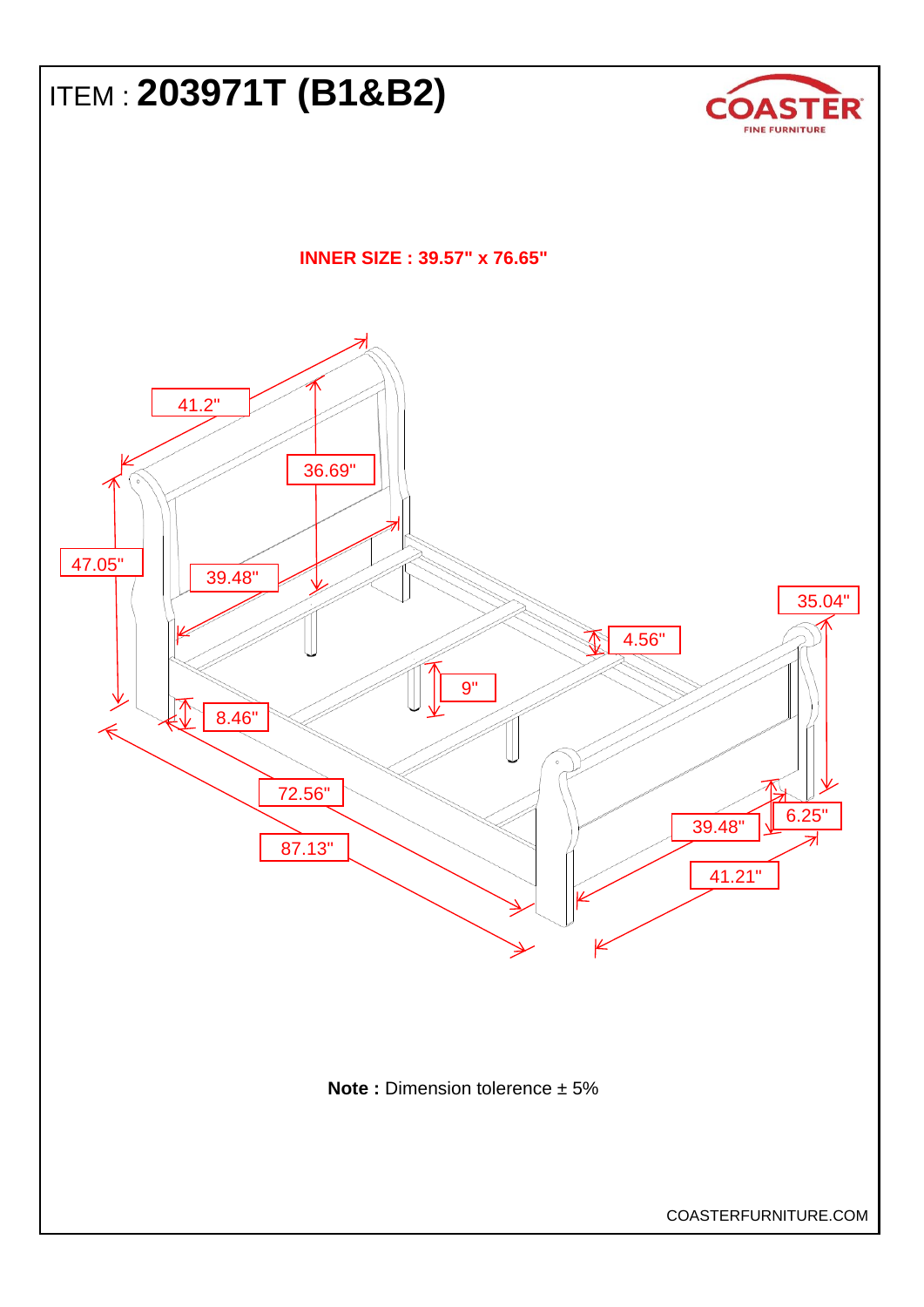# ITEM : 203971T (B1&B2)

COASTER
FINE FURNITURE

**INNER SIZE : 39.57" x 76.65"**

41.2"

36.69"

47.05"

39.48"

35.04"

4.56"

9"

8.46"

72.56"

87.13"

39.48"

6.25"

41.21"

**Note :** Dimension tolerence ± 5%

COASTERFURNITURE.COM